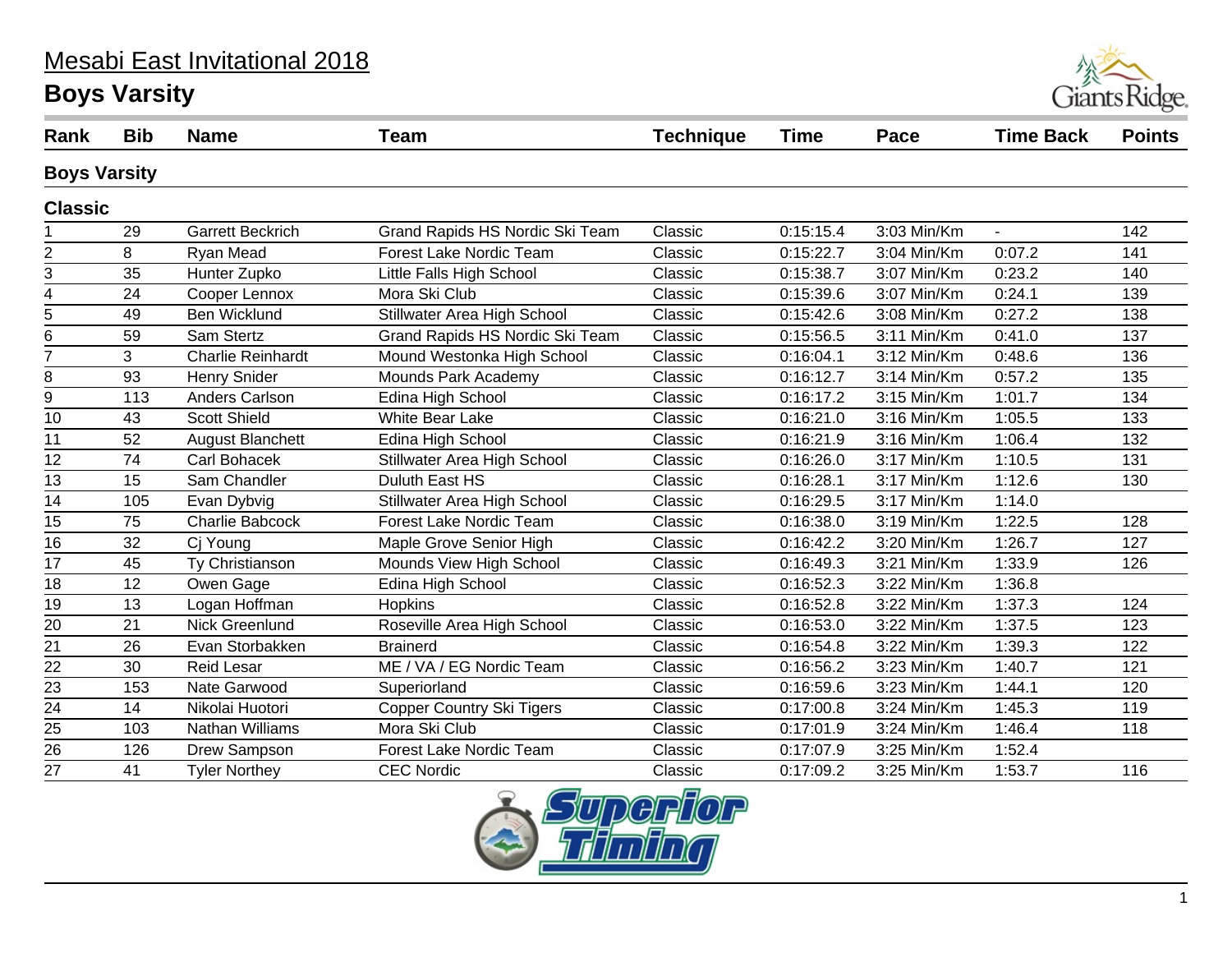# Mesabi East Invitational 2018

## Boys Varsity

| Rank | Bib | Name | Team | Technique | Time | Pace | Time Back | Points |
|---|---|---|---|---|---|---|---|---|
| **Boys Varsity** | | | | | | | | |
| **Classic** | | | | | | | | |
| 1 | 29 | Garrett Beckrich | Grand Rapids HS Nordic Ski Team | Classic | 0:15:15.4 | 3:03 Min/Km | - | 142 |
| 2 | 8 | Ryan Mead | Forest Lake Nordic Team | Classic | 0:15:22.7 | 3:04 Min/Km | 0:07.2 | 141 |
| 3 | 35 | Hunter Zupko | Little Falls High School | Classic | 0:15:38.7 | 3:07 Min/Km | 0:23.2 | 140 |
| 4 | 24 | Cooper Lennox | Mora Ski Club | Classic | 0:15:39.6 | 3:07 Min/Km | 0:24.1 | 139 |
| 5 | 49 | Ben Wicklund | Stillwater Area High School | Classic | 0:15:42.6 | 3:08 Min/Km | 0:27.2 | 138 |
| 6 | 59 | Sam Stertz | Grand Rapids HS Nordic Ski Team | Classic | 0:15:56.5 | 3:11 Min/Km | 0:41.0 | 137 |
| 7 | 3 | Charlie Reinhardt | Mound Westonka High School | Classic | 0:16:04.1 | 3:12 Min/Km | 0:48.6 | 136 |
| 8 | 93 | Henry Snider | Mounds Park Academy | Classic | 0:16:12.7 | 3:14 Min/Km | 0:57.2 | 135 |
| 9 | 113 | Anders Carlson | Edina High School | Classic | 0:16:17.2 | 3:15 Min/Km | 1:01.7 | 134 |
| 10 | 43 | Scott Shield | White Bear Lake | Classic | 0:16:21.0 | 3:16 Min/Km | 1:05.5 | 133 |
| 11 | 52 | August Blanchett | Edina High School | Classic | 0:16:21.9 | 3:16 Min/Km | 1:06.4 | 132 |
| 12 | 74 | Carl Bohacek | Stillwater Area High School | Classic | 0:16:26.0 | 3:17 Min/Km | 1:10.5 | 131 |
| 13 | 15 | Sam Chandler | Duluth East HS | Classic | 0:16:28.1 | 3:17 Min/Km | 1:12.6 | 130 |
| 14 | 105 | Evan Dybvig | Stillwater Area High School | Classic | 0:16:29.5 | 3:17 Min/Km | 1:14.0 | |
| 15 | 75 | Charlie Babcock | Forest Lake Nordic Team | Classic | 0:16:38.0 | 3:19 Min/Km | 1:22.5 | 128 |
| 16 | 32 | Cj Young | Maple Grove Senior High | Classic | 0:16:42.2 | 3:20 Min/Km | 1:26.7 | 127 |
| 17 | 45 | Ty Christianson | Mounds View High School | Classic | 0:16:49.3 | 3:21 Min/Km | 1:33.9 | 126 |
| 18 | 12 | Owen Gage | Edina High School | Classic | 0:16:52.3 | 3:22 Min/Km | 1:36.8 | |
| 19 | 13 | Logan Hoffman | Hopkins | Classic | 0:16:52.8 | 3:22 Min/Km | 1:37.3 | 124 |
| 20 | 21 | Nick Greenlund | Roseville Area High School | Classic | 0:16:53.0 | 3:22 Min/Km | 1:37.5 | 123 |
| 21 | 26 | Evan Storbakken | Brainerd | Classic | 0:16:54.8 | 3:22 Min/Km | 1:39.3 | 122 |
| 22 | 30 | Reid Lesar | ME / VA / EG Nordic Team | Classic | 0:16:56.2 | 3:23 Min/Km | 1:40.7 | 121 |
| 23 | 153 | Nate Garwood | Superiorland | Classic | 0:16:59.6 | 3:23 Min/Km | 1:44.1 | 120 |
| 24 | 14 | Nikolai Huotori | Copper Country Ski Tigers | Classic | 0:17:00.8 | 3:24 Min/Km | 1:45.3 | 119 |
| 25 | 103 | Nathan Williams | Mora Ski Club | Classic | 0:17:01.9 | 3:24 Min/Km | 1:46.4 | 118 |
| 26 | 126 | Drew Sampson | Forest Lake Nordic Team | Classic | 0:17:07.9 | 3:25 Min/Km | 1:52.4 | |
| 27 | 41 | Tyler Northey | CEC Nordic | Classic | 0:17:09.2 | 3:25 Min/Km | 1:53.7 | 116 |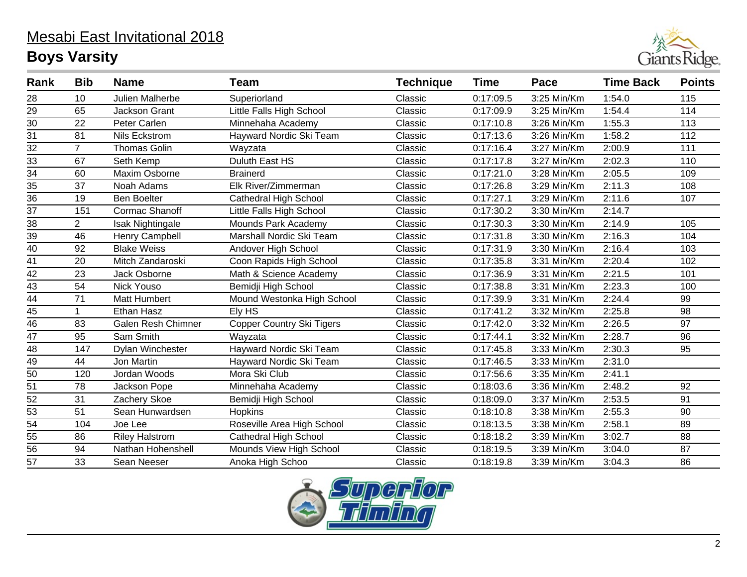# Mesabi East Invitational 2018

## Boys Varsity

| Rank | Bib | Name | Team | Technique | Time | Pace | Time Back | Points |
|---|---|---|---|---|---|---|---|---|
| 28 | 10 | Julien Malherbe | Superiorland | Classic | 0:17:09.5 | 3:25 Min/Km | 1:54.0 | 115 |
| 29 | 65 | Jackson Grant | Little Falls High School | Classic | 0:17:09.9 | 3:25 Min/Km | 1:54.4 | 114 |
| 30 | 22 | Peter Carlen | Minnehaha Academy | Classic | 0:17:10.8 | 3:26 Min/Km | 1:55.3 | 113 |
| 31 | 81 | Nils Eckstrom | Hayward Nordic Ski Team | Classic | 0:17:13.6 | 3:26 Min/Km | 1:58.2 | 112 |
| 32 | 7 | Thomas Golin | Wayzata | Classic | 0:17:16.4 | 3:27 Min/Km | 2:00.9 | 111 |
| 33 | 67 | Seth Kemp | Duluth East HS | Classic | 0:17:17.8 | 3:27 Min/Km | 2:02.3 | 110 |
| 34 | 60 | Maxim Osborne | Brainerd | Classic | 0:17:21.0 | 3:28 Min/Km | 2:05.5 | 109 |
| 35 | 37 | Noah Adams | Elk River/Zimmerman | Classic | 0:17:26.8 | 3:29 Min/Km | 2:11.3 | 108 |
| 36 | 19 | Ben Boelter | Cathedral High School | Classic | 0:17:27.1 | 3:29 Min/Km | 2:11.6 | 107 |
| 37 | 151 | Cormac Shanoff | Little Falls High School | Classic | 0:17:30.2 | 3:30 Min/Km | 2:14.7 | |
| 38 | 2 | Isak Nightingale | Mounds Park Academy | Classic | 0:17:30.3 | 3:30 Min/Km | 2:14.9 | 105 |
| 39 | 46 | Henry Campbell | Marshall Nordic Ski Team | Classic | 0:17:31.8 | 3:30 Min/Km | 2:16.3 | 104 |
| 40 | 92 | Blake Weiss | Andover High School | Classic | 0:17:31.9 | 3:30 Min/Km | 2:16.4 | 103 |
| 41 | 20 | Mitch Zandaroski | Coon Rapids High School | Classic | 0:17:35.8 | 3:31 Min/Km | 2:20.4 | 102 |
| 42 | 23 | Jack Osborne | Math & Science Academy | Classic | 0:17:36.9 | 3:31 Min/Km | 2:21.5 | 101 |
| 43 | 54 | Nick Youso | Bemidji High School | Classic | 0:17:38.8 | 3:31 Min/Km | 2:23.3 | 100 |
| 44 | 71 | Matt Humbert | Mound Westonka High School | Classic | 0:17:39.9 | 3:31 Min/Km | 2:24.4 | 99 |
| 45 | 1 | Ethan Hasz | Ely HS | Classic | 0:17:41.2 | 3:32 Min/Km | 2:25.8 | 98 |
| 46 | 83 | Galen Resh Chimner | Copper Country Ski Tigers | Classic | 0:17:42.0 | 3:32 Min/Km | 2:26.5 | 97 |
| 47 | 95 | Sam Smith | Wayzata | Classic | 0:17:44.1 | 3:32 Min/Km | 2:28.7 | 96 |
| 48 | 147 | Dylan Winchester | Hayward Nordic Ski Team | Classic | 0:17:45.8 | 3:33 Min/Km | 2:30.3 | 95 |
| 49 | 44 | Jon Martin | Hayward Nordic Ski Team | Classic | 0:17:46.5 | 3:33 Min/Km | 2:31.0 | |
| 50 | 120 | Jordan Woods | Mora Ski Club | Classic | 0:17:56.6 | 3:35 Min/Km | 2:41.1 | |
| 51 | 78 | Jackson Pope | Minnehaha Academy | Classic | 0:18:03.6 | 3:36 Min/Km | 2:48.2 | 92 |
| 52 | 31 | Zachery Skoe | Bemidji High School | Classic | 0:18:09.0 | 3:37 Min/Km | 2:53.5 | 91 |
| 53 | 51 | Sean Hunwardsen | Hopkins | Classic | 0:18:10.8 | 3:38 Min/Km | 2:55.3 | 90 |
| 54 | 104 | Joe Lee | Roseville Area High School | Classic | 0:18:13.5 | 3:38 Min/Km | 2:58.1 | 89 |
| 55 | 86 | Riley Halstrom | Cathedral High School | Classic | 0:18:18.2 | 3:39 Min/Km | 3:02.7 | 88 |
| 56 | 94 | Nathan Hohenshell | Mounds View High School | Classic | 0:18:19.5 | 3:39 Min/Km | 3:04.0 | 87 |
| 57 | 33 | Sean Neeser | Anoka High Schoo | Classic | 0:18:19.8 | 3:39 Min/Km | 3:04.3 | 86 |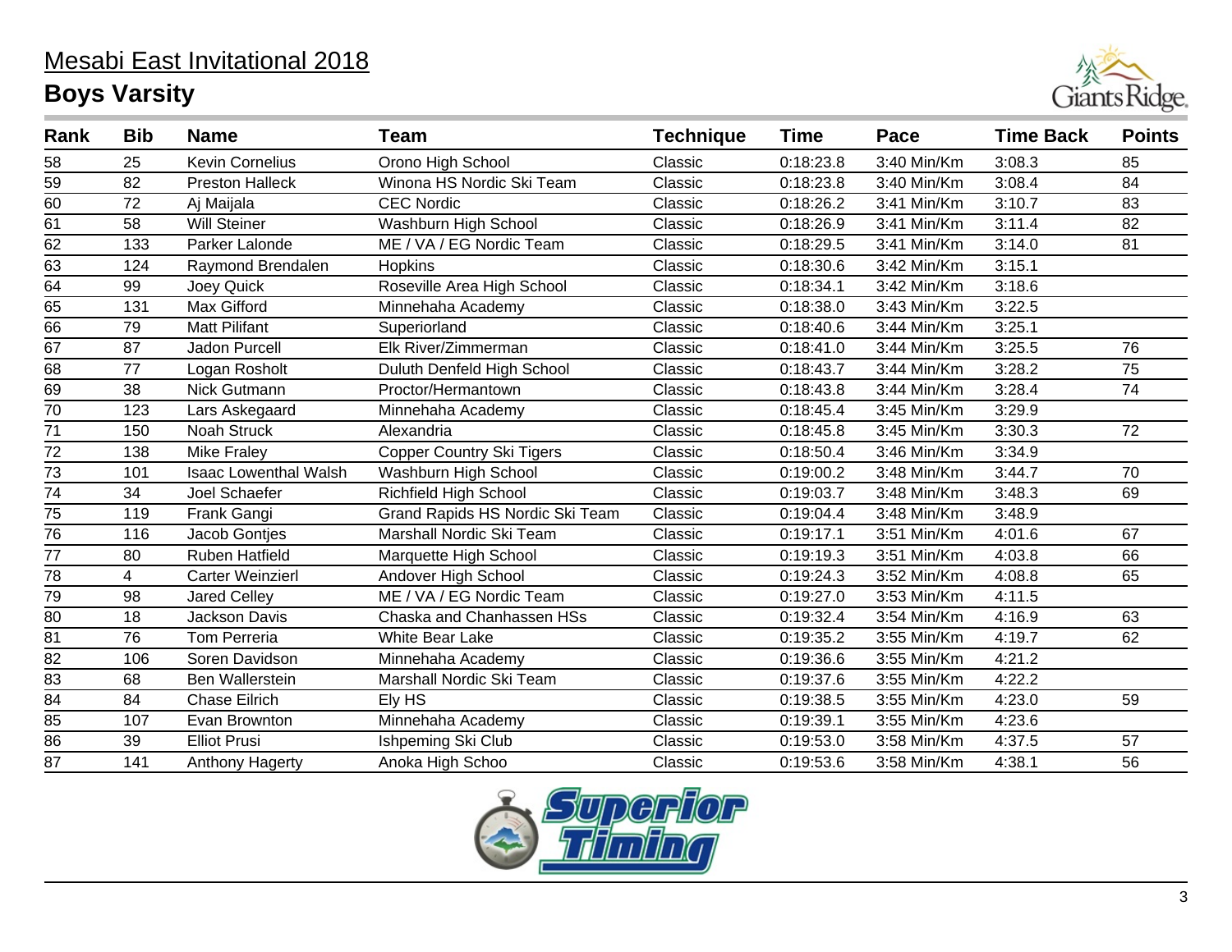# Mesabi East Invitational 2018

## Boys Varsity

| Rank | Bib | Name | Team | Technique | Time | Pace | Time Back | Points |
|---|---|---|---|---|---|---|---|---|
| 58 | 25 | Kevin Cornelius | Orono High School | Classic | 0:18:23.8 | 3:40 Min/Km | 3:08.3 | 85 |
| 59 | 82 | Preston Halleck | Winona HS Nordic Ski Team | Classic | 0:18:23.8 | 3:40 Min/Km | 3:08.4 | 84 |
| 60 | 72 | Aj Maijala | CEC Nordic | Classic | 0:18:26.2 | 3:41 Min/Km | 3:10.7 | 83 |
| 61 | 58 | Will Steiner | Washburn High School | Classic | 0:18:26.9 | 3:41 Min/Km | 3:11.4 | 82 |
| 62 | 133 | Parker Lalonde | ME / VA / EG Nordic Team | Classic | 0:18:29.5 | 3:41 Min/Km | 3:14.0 | 81 |
| 63 | 124 | Raymond Brendalen | Hopkins | Classic | 0:18:30.6 | 3:42 Min/Km | 3:15.1 | |
| 64 | 99 | Joey Quick | Roseville Area High School | Classic | 0:18:34.1 | 3:42 Min/Km | 3:18.6 | |
| 65 | 131 | Max Gifford | Minnehaha Academy | Classic | 0:18:38.0 | 3:43 Min/Km | 3:22.5 | |
| 66 | 79 | Matt Pilifant | Superiorland | Classic | 0:18:40.6 | 3:44 Min/Km | 3:25.1 | |
| 67 | 87 | Jadon Purcell | Elk River/Zimmerman | Classic | 0:18:41.0 | 3:44 Min/Km | 3:25.5 | 76 |
| 68 | 77 | Logan Rosholt | Duluth Denfeld High School | Classic | 0:18:43.7 | 3:44 Min/Km | 3:28.2 | 75 |
| 69 | 38 | Nick Gutmann | Proctor/Hermantown | Classic | 0:18:43.8 | 3:44 Min/Km | 3:28.4 | 74 |
| 70 | 123 | Lars Askegaard | Minnehaha Academy | Classic | 0:18:45.4 | 3:45 Min/Km | 3:29.9 | |
| 71 | 150 | Noah Struck | Alexandria | Classic | 0:18:45.8 | 3:45 Min/Km | 3:30.3 | 72 |
| 72 | 138 | Mike Fraley | Copper Country Ski Tigers | Classic | 0:18:50.4 | 3:46 Min/Km | 3:34.9 | |
| 73 | 101 | Isaac Lowenthal Walsh | Washburn High School | Classic | 0:19:00.2 | 3:48 Min/Km | 3:44.7 | 70 |
| 74 | 34 | Joel Schaefer | Richfield High School | Classic | 0:19:03.7 | 3:48 Min/Km | 3:48.3 | 69 |
| 75 | 119 | Frank Gangi | Grand Rapids HS Nordic Ski Team | Classic | 0:19:04.4 | 3:48 Min/Km | 3:48.9 | |
| 76 | 116 | Jacob Gontjes | Marshall Nordic Ski Team | Classic | 0:19:17.1 | 3:51 Min/Km | 4:01.6 | 67 |
| 77 | 80 | Ruben Hatfield | Marquette High School | Classic | 0:19:19.3 | 3:51 Min/Km | 4:03.8 | 66 |
| 78 | 4 | Carter Weinzierl | Andover High School | Classic | 0:19:24.3 | 3:52 Min/Km | 4:08.8 | 65 |
| 79 | 98 | Jared Celley | ME / VA / EG Nordic Team | Classic | 0:19:27.0 | 3:53 Min/Km | 4:11.5 | |
| 80 | 18 | Jackson Davis | Chaska and Chanhassen HSs | Classic | 0:19:32.4 | 3:54 Min/Km | 4:16.9 | 63 |
| 81 | 76 | Tom Perreria | White Bear Lake | Classic | 0:19:35.2 | 3:55 Min/Km | 4:19.7 | 62 |
| 82 | 106 | Soren Davidson | Minnehaha Academy | Classic | 0:19:36.6 | 3:55 Min/Km | 4:21.2 | |
| 83 | 68 | Ben Wallerstein | Marshall Nordic Ski Team | Classic | 0:19:37.6 | 3:55 Min/Km | 4:22.2 | |
| 84 | 84 | Chase Eilrich | Ely HS | Classic | 0:19:38.5 | 3:55 Min/Km | 4:23.0 | 59 |
| 85 | 107 | Evan Brownton | Minnehaha Academy | Classic | 0:19:39.1 | 3:55 Min/Km | 4:23.6 | |
| 86 | 39 | Elliot Prusi | Ishpeming Ski Club | Classic | 0:19:53.0 | 3:58 Min/Km | 4:37.5 | 57 |
| 87 | 141 | Anthony Hagerty | Anoka High Schoo | Classic | 0:19:53.6 | 3:58 Min/Km | 4:38.1 | 56 |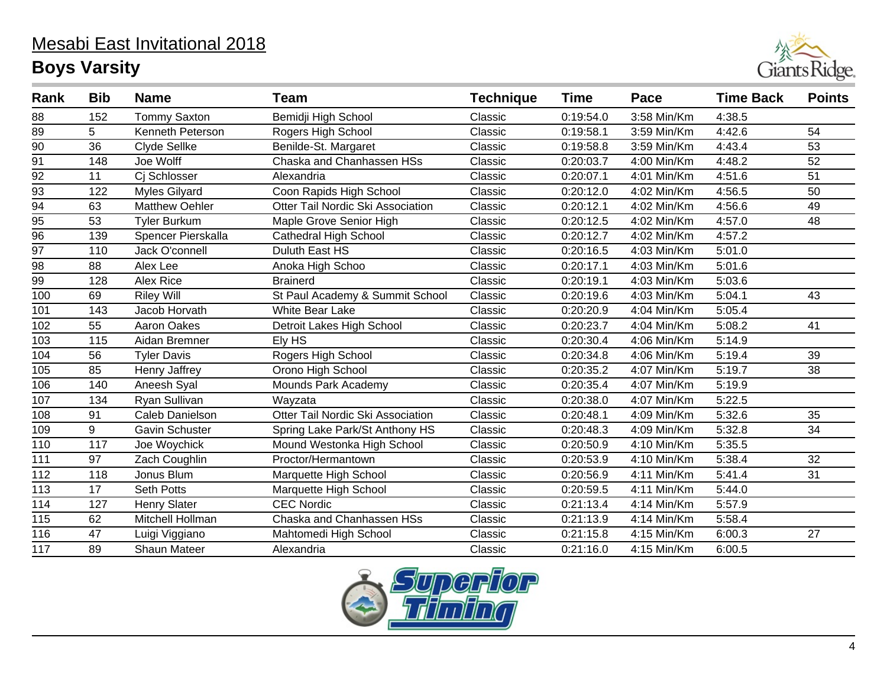# Mesabi East Invitational 2018

## Boys Varsity

| Rank | Bib | Name | Team | Technique | Time | Pace | Time Back | Points |
|---|---|---|---|---|---|---|---|---|
| 88 | 152 | Tommy Saxton | Bemidji High School | Classic | 0:19:54.0 | 3:58 Min/Km | 4:38.5 | |
| 89 | 5 | Kenneth Peterson | Rogers High School | Classic | 0:19:58.1 | 3:59 Min/Km | 4:42.6 | 54 |
| 90 | 36 | Clyde Sellke | Benilde-St. Margaret | Classic | 0:19:58.8 | 3:59 Min/Km | 4:43.4 | 53 |
| 91 | 148 | Joe Wolff | Chaska and Chanhassen HSs | Classic | 0:20:03.7 | 4:00 Min/Km | 4:48.2 | 52 |
| 92 | 11 | Cj Schlosser | Alexandria | Classic | 0:20:07.1 | 4:01 Min/Km | 4:51.6 | 51 |
| 93 | 122 | Myles Gilyard | Coon Rapids High School | Classic | 0:20:12.0 | 4:02 Min/Km | 4:56.5 | 50 |
| 94 | 63 | Matthew Oehler | Otter Tail Nordic Ski Association | Classic | 0:20:12.1 | 4:02 Min/Km | 4:56.6 | 49 |
| 95 | 53 | Tyler Burkum | Maple Grove Senior High | Classic | 0:20:12.5 | 4:02 Min/Km | 4:57.0 | 48 |
| 96 | 139 | Spencer Pierskalla | Cathedral High School | Classic | 0:20:12.7 | 4:02 Min/Km | 4:57.2 | |
| 97 | 110 | Jack O'connell | Duluth East HS | Classic | 0:20:16.5 | 4:03 Min/Km | 5:01.0 | |
| 98 | 88 | Alex Lee | Anoka High Schoo | Classic | 0:20:17.1 | 4:03 Min/Km | 5:01.6 | |
| 99 | 128 | Alex Rice | Brainerd | Classic | 0:20:19.1 | 4:03 Min/Km | 5:03.6 | |
| 100 | 69 | Riley Will | St Paul Academy & Summit School | Classic | 0:20:19.6 | 4:03 Min/Km | 5:04.1 | 43 |
| 101 | 143 | Jacob Horvath | White Bear Lake | Classic | 0:20:20.9 | 4:04 Min/Km | 5:05.4 | |
| 102 | 55 | Aaron Oakes | Detroit Lakes High School | Classic | 0:20:23.7 | 4:04 Min/Km | 5:08.2 | 41 |
| 103 | 115 | Aidan Bremner | Ely HS | Classic | 0:20:30.4 | 4:06 Min/Km | 5:14.9 | |
| 104 | 56 | Tyler Davis | Rogers High School | Classic | 0:20:34.8 | 4:06 Min/Km | 5:19.4 | 39 |
| 105 | 85 | Henry Jaffrey | Orono High School | Classic | 0:20:35.2 | 4:07 Min/Km | 5:19.7 | 38 |
| 106 | 140 | Aneesh Syal | Mounds Park Academy | Classic | 0:20:35.4 | 4:07 Min/Km | 5:19.9 | |
| 107 | 134 | Ryan Sullivan | Wayzata | Classic | 0:20:38.0 | 4:07 Min/Km | 5:22.5 | |
| 108 | 91 | Caleb Danielson | Otter Tail Nordic Ski Association | Classic | 0:20:48.1 | 4:09 Min/Km | 5:32.6 | 35 |
| 109 | 9 | Gavin Schuster | Spring Lake Park/St Anthony HS | Classic | 0:20:48.3 | 4:09 Min/Km | 5:32.8 | 34 |
| 110 | 117 | Joe Woychick | Mound Westonka High School | Classic | 0:20:50.9 | 4:10 Min/Km | 5:35.5 | |
| 111 | 97 | Zach Coughlin | Proctor/Hermantown | Classic | 0:20:53.9 | 4:10 Min/Km | 5:38.4 | 32 |
| 112 | 118 | Jonus Blum | Marquette High School | Classic | 0:20:56.9 | 4:11 Min/Km | 5:41.4 | 31 |
| 113 | 17 | Seth Potts | Marquette High School | Classic | 0:20:59.5 | 4:11 Min/Km | 5:44.0 | |
| 114 | 127 | Henry Slater | CEC Nordic | Classic | 0:21:13.4 | 4:14 Min/Km | 5:57.9 | |
| 115 | 62 | Mitchell Hollman | Chaska and Chanhassen HSs | Classic | 0:21:13.9 | 4:14 Min/Km | 5:58.4 | |
| 116 | 47 | Luigi Viggiano | Mahtomedi High School | Classic | 0:21:15.8 | 4:15 Min/Km | 6:00.3 | 27 |
| 117 | 89 | Shaun Mateer | Alexandria | Classic | 0:21:16.0 | 4:15 Min/Km | 6:00.5 | |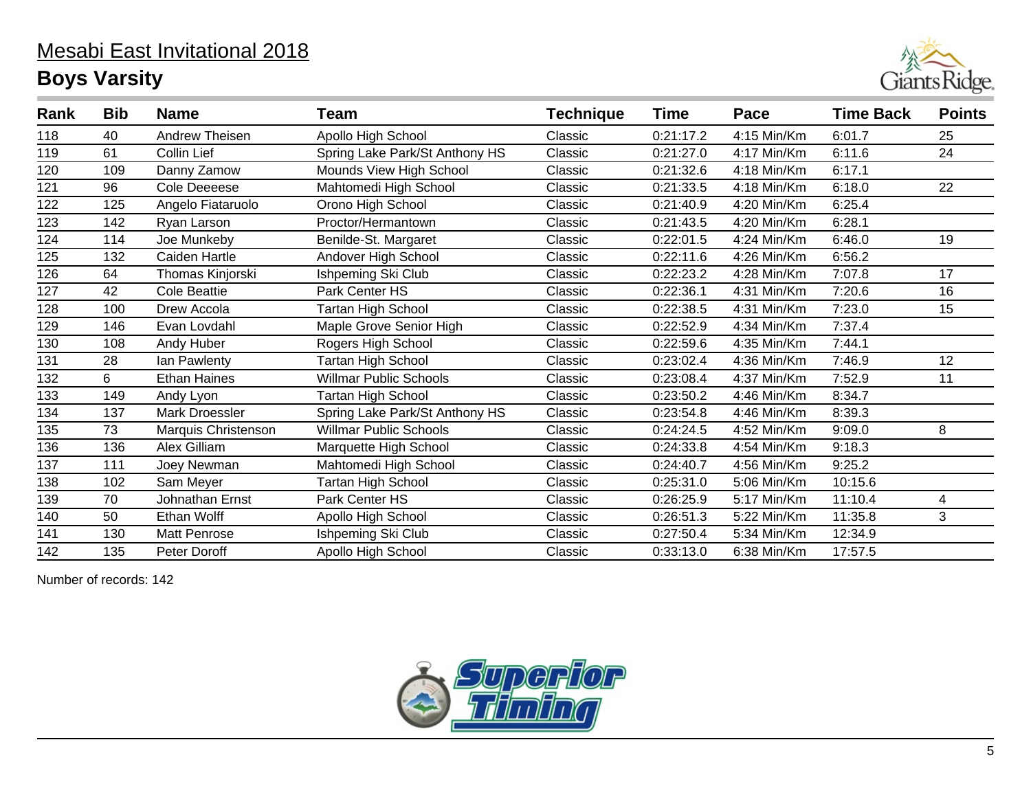# Mesabi East Invitational 2018

## Boys Varsity

| Rank | Bib | Name | Team | Technique | Time | Pace | Time Back | Points |
|---|---|---|---|---|---|---|---|---|
| 118 | 40 | Andrew Theisen | Apollo High School | Classic | 0:21:17.2 | 4:15 Min/Km | 6:01.7 | 25 |
| 119 | 61 | Collin Lief | Spring Lake Park/St Anthony HS | Classic | 0:21:27.0 | 4:17 Min/Km | 6:11.6 | 24 |
| 120 | 109 | Danny Zamow | Mounds View High School | Classic | 0:21:32.6 | 4:18 Min/Km | 6:17.1 | |
| 121 | 96 | Cole Deeeese | Mahtomedi High School | Classic | 0:21:33.5 | 4:18 Min/Km | 6:18.0 | 22 |
| 122 | 125 | Angelo Fiataruolo | Orono High School | Classic | 0:21:40.9 | 4:20 Min/Km | 6:25.4 | |
| 123 | 142 | Ryan Larson | Proctor/Hermantown | Classic | 0:21:43.5 | 4:20 Min/Km | 6:28.1 | |
| 124 | 114 | Joe Munkeby | Benilde-St. Margaret | Classic | 0:22:01.5 | 4:24 Min/Km | 6:46.0 | 19 |
| 125 | 132 | Caiden Hartle | Andover High School | Classic | 0:22:11.6 | 4:26 Min/Km | 6:56.2 | |
| 126 | 64 | Thomas Kinjorski | Ishpeming Ski Club | Classic | 0:22:23.2 | 4:28 Min/Km | 7:07.8 | 17 |
| 127 | 42 | Cole Beattie | Park Center HS | Classic | 0:22:36.1 | 4:31 Min/Km | 7:20.6 | 16 |
| 128 | 100 | Drew Accola | Tartan High School | Classic | 0:22:38.5 | 4:31 Min/Km | 7:23.0 | 15 |
| 129 | 146 | Evan Lovdahl | Maple Grove Senior High | Classic | 0:22:52.9 | 4:34 Min/Km | 7:37.4 | |
| 130 | 108 | Andy Huber | Rogers High School | Classic | 0:22:59.6 | 4:35 Min/Km | 7:44.1 | |
| 131 | 28 | Ian Pawlenty | Tartan High School | Classic | 0:23:02.4 | 4:36 Min/Km | 7:46.9 | 12 |
| 132 | 6 | Ethan Haines | Willmar Public Schools | Classic | 0:23:08.4 | 4:37 Min/Km | 7:52.9 | 11 |
| 133 | 149 | Andy Lyon | Tartan High School | Classic | 0:23:50.2 | 4:46 Min/Km | 8:34.7 | |
| 134 | 137 | Mark Droessler | Spring Lake Park/St Anthony HS | Classic | 0:23:54.8 | 4:46 Min/Km | 8:39.3 | |
| 135 | 73 | Marquis Christenson | Willmar Public Schools | Classic | 0:24:24.5 | 4:52 Min/Km | 9:09.0 | 8 |
| 136 | 136 | Alex Gilliam | Marquette High School | Classic | 0:24:33.8 | 4:54 Min/Km | 9:18.3 | |
| 137 | 111 | Joey Newman | Mahtomedi High School | Classic | 0:24:40.7 | 4:56 Min/Km | 9:25.2 | |
| 138 | 102 | Sam Meyer | Tartan High School | Classic | 0:25:31.0 | 5:06 Min/Km | 10:15.6 | |
| 139 | 70 | Johnathan Ernst | Park Center HS | Classic | 0:26:25.9 | 5:17 Min/Km | 11:10.4 | 4 |
| 140 | 50 | Ethan Wolff | Apollo High School | Classic | 0:26:51.3 | 5:22 Min/Km | 11:35.8 | 3 |
| 141 | 130 | Matt Penrose | Ishpeming Ski Club | Classic | 0:27:50.4 | 5:34 Min/Km | 12:34.9 | |
| 142 | 135 | Peter Doroff | Apollo High School | Classic | 0:33:13.0 | 6:38 Min/Km | 17:57.5 | |

Number of records: 142